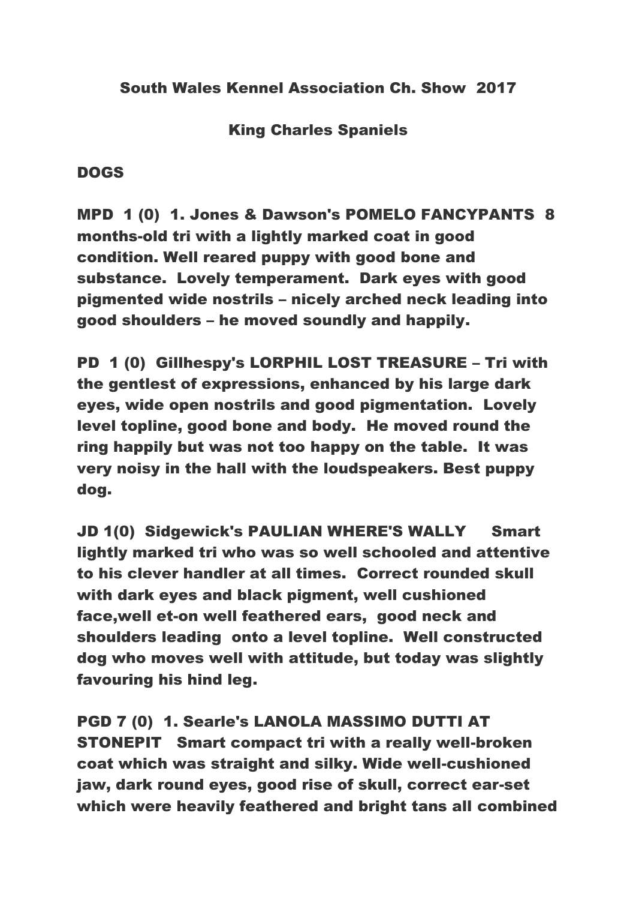## South Wales Kennel Association Ch. Show 2017

### King Charles Spaniels

**DOGS**

**MPD 1 (0) 1. Jones & Dawson's POMELO FANCYPANTS 8 months-old tri with a lightly marked coat in good condition. Well reared puppy with good bone and substance. Lovely temperament. Dark eyes with good pigmented wide nostrils – nicely arched neck leading into good shoulders – he moved soundly and happily.**

**PD 1 (0) Gillhespy's LORPHIL LOST TREASURE – Tri with the gentlest of expressions, enhanced by his large dark eyes, wide open nostrils and good pigmentation. Lovely level topline, good bone and body. He moved round the ring happily but was not too happy on the table. It was very noisy in the hall with the loudspeakers. Best puppy dog.**

**JD 1(0) Sidgewick's PAULIAN WHERE'S WALLY Smart lightly marked tri who was so well schooled and attentive to his clever handler at all times. Correct rounded skull with dark eyes and black pigment, well cushioned face,well et-on well feathered ears, good neck and shoulders leading onto a level topline. Well constructed dog who moves well with attitude, but today was slightly favouring his hind leg.**

**PGD 7 (0) 1. Searle's LANOLA MASSIMO DUTTI AT STONEPIT Smart compact tri with a really well-broken coat which was straight and silky. Wide well-cushioned jaw, dark round eyes, good rise of skull, correct ear-set which were heavily feathered and bright tans all combined**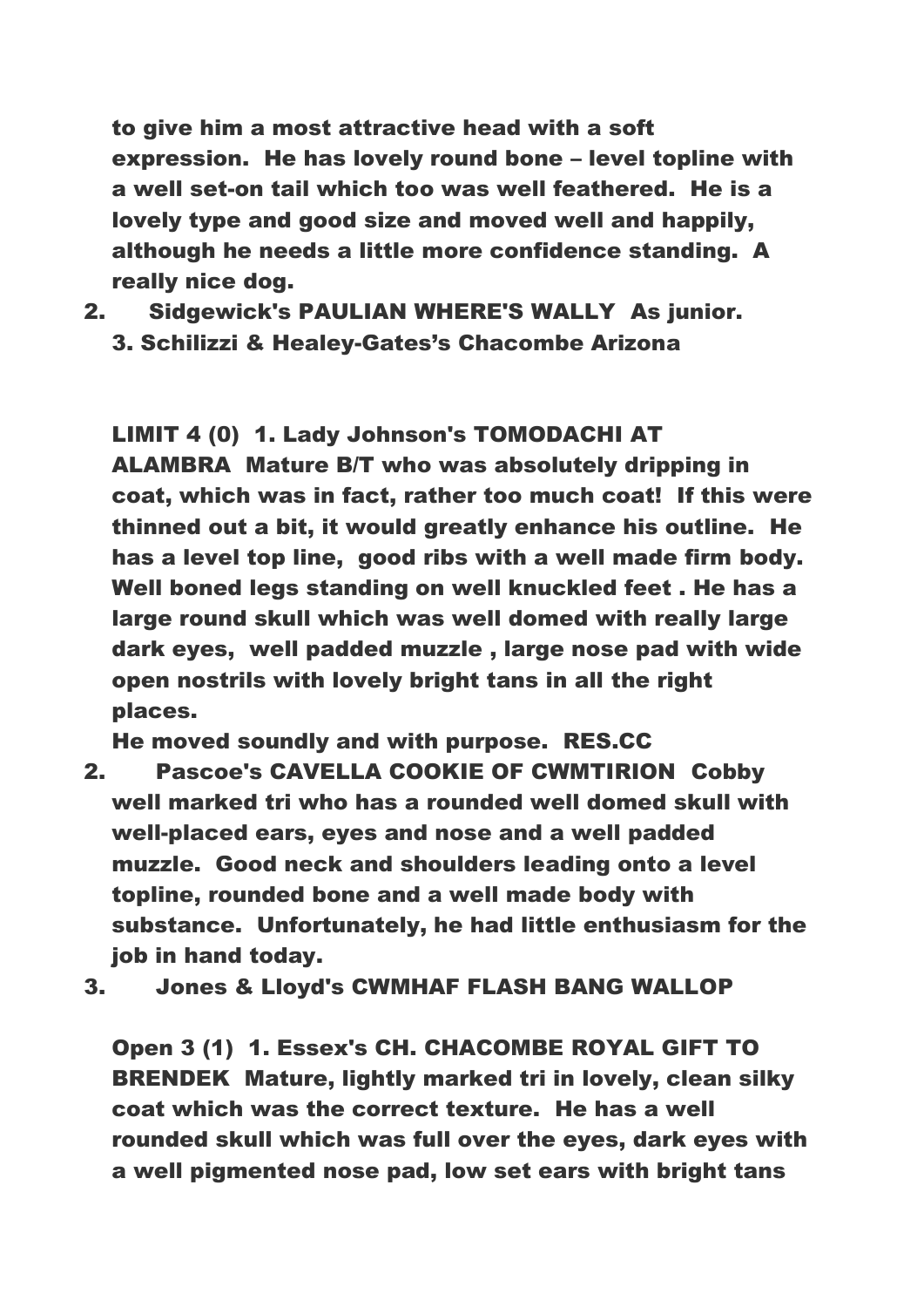**to give him a most attractive head with a soft expression. He has lovely round bone – level topline with a well set-on tail which too was well feathered. He is a lovely type and good size and moved well and happily, although he needs a little more confidence standing. A really nice dog.**

**2. Sidgewick's PAULIAN WHERE'S WALLY As junior.**
**3. Schilizzi & Healey-Gates's Chacombe Arizona**

**LIMIT 4 (0) 1. Lady Johnson's TOMODACHI AT ALAMBRA Mature B/T who was absolutely dripping in coat, which was in fact, rather too much coat! If this were thinned out a bit, it would greatly enhance his outline. He has a level top line, good ribs with a well made firm body. Well boned legs standing on well knuckled feet . He has a large round skull which was well domed with really large dark eyes, well padded muzzle , large nose pad with wide open nostrils with lovely bright tans in all the right places.**
**He moved soundly and with purpose. RES.CC**

**2. Pascoe's CAVELLA COOKIE OF CWMTIRION Cobby well marked tri who has a rounded well domed skull with well-placed ears, eyes and nose and a well padded muzzle. Good neck and shoulders leading onto a level topline, rounded bone and a well made body with substance. Unfortunately, he had little enthusiasm for the job in hand today.**

**3. Jones & Lloyd's CWMHAF FLASH BANG WALLOP**

**Open 3 (1) 1. Essex's CH. CHACOMBE ROYAL GIFT TO BRENDEK Mature, lightly marked tri in lovely, clean silky coat which was the correct texture. He has a well rounded skull which was full over the eyes, dark eyes with a well pigmented nose pad, low set ears with bright tans**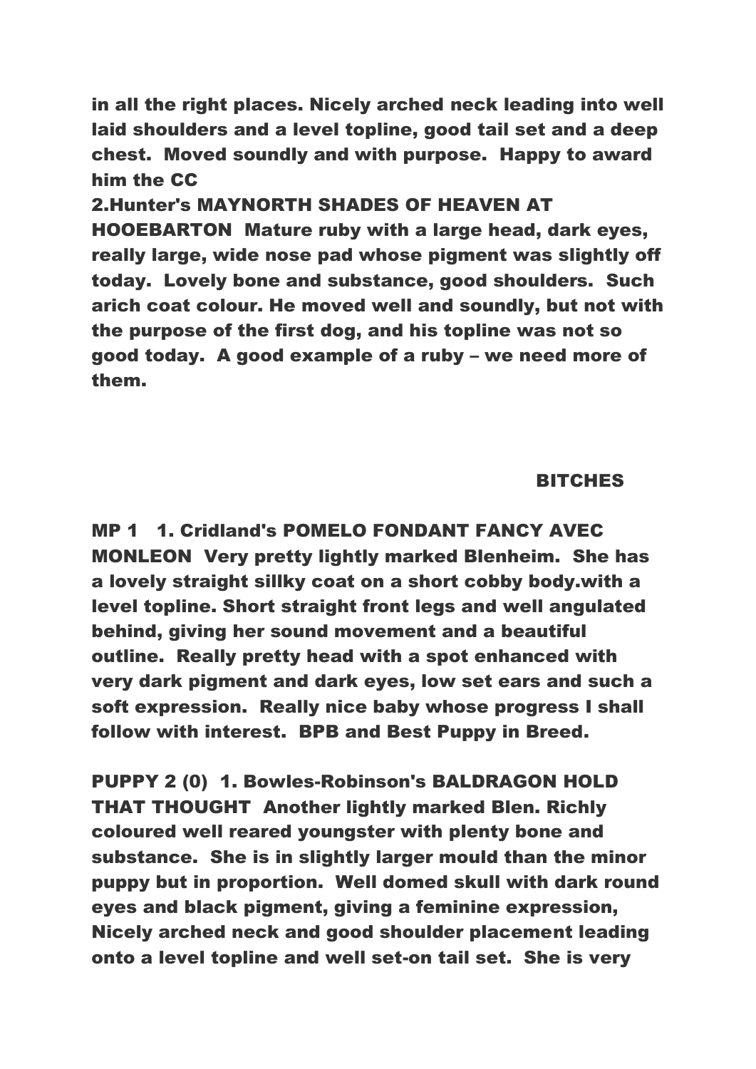**in all the right places. Nicely arched neck leading into well laid shoulders and a level topline, good tail set and a deep chest. Moved soundly and with purpose. Happy to award him the CC**

**2.Hunter's MAYNORTH SHADES OF HEAVEN AT HOOEBARTON Mature ruby with a large head, dark eyes, really large, wide nose pad whose pigment was slightly off today. Lovely bone and substance, good shoulders. Such arich coat colour. He moved well and soundly, but not with the purpose of the first dog, and his topline was not so good today. A good example of a ruby – we need more of them.**

## BITCHES

**MP 1 1. Cridland's POMELO FONDANT FANCY AVEC MONLEON Very pretty lightly marked Blenheim. She has a lovely straight sillky coat on a short cobby body.with a level topline. Short straight front legs and well angulated behind, giving her sound movement and a beautiful outline. Really pretty head with a spot enhanced with very dark pigment and dark eyes, low set ears and such a soft expression. Really nice baby whose progress I shall follow with interest. BPB and Best Puppy in Breed.**

**PUPPY 2 (0) 1. Bowles-Robinson's BALDRAGON HOLD THAT THOUGHT Another lightly marked Blen. Richly coloured well reared youngster with plenty bone and substance. She is in slightly larger mould than the minor puppy but in proportion. Well domed skull with dark round eyes and black pigment, giving a feminine expression, Nicely arched neck and good shoulder placement leading onto a level topline and well set-on tail set. She is very**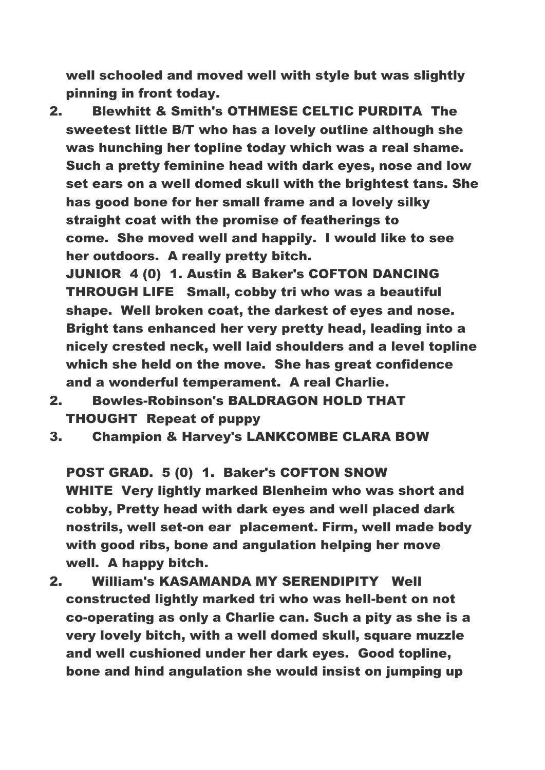**well schooled and moved well with style but was slightly pinning in front today.**

**2. Blewhitt & Smith's OTHMESE CELTIC PURDITA The sweetest little B/T who has a lovely outline although she was hunching her topline today which was a real shame. Such a pretty feminine head with dark eyes, nose and low set ears on a well domed skull with the brightest tans. She has good bone for her small frame and a lovely silky straight coat with the promise of featherings to come. She moved well and happily. I would like to see her outdoors. A really pretty bitch.**

**JUNIOR 4 (0) 1. Austin & Baker's COFTON DANCING THROUGH LIFE Small, cobby tri who was a beautiful shape. Well broken coat, the darkest of eyes and nose. Bright tans enhanced her very pretty head, leading into a nicely crested neck, well laid shoulders and a level topline which she held on the move. She has great confidence and a wonderful temperament. A real Charlie.**

**2. Bowles-Robinson's BALDRAGON HOLD THAT THOUGHT Repeat of puppy**

**3. Champion & Harvey's LANKCOMBE CLARA BOW**

**POST GRAD. 5 (0) 1. Baker's COFTON SNOW WHITE Very lightly marked Blenheim who was short and cobby, Pretty head with dark eyes and well placed dark nostrils, well set-on ear placement. Firm, well made body with good ribs, bone and angulation helping her move well. A happy bitch.**

**2. William's KASAMANDA MY SERENDIPITY Well constructed lightly marked tri who was hell-bent on not co-operating as only a Charlie can. Such a pity as she is a very lovely bitch, with a well domed skull, square muzzle and well cushioned under her dark eyes. Good topline, bone and hind angulation she would insist on jumping up**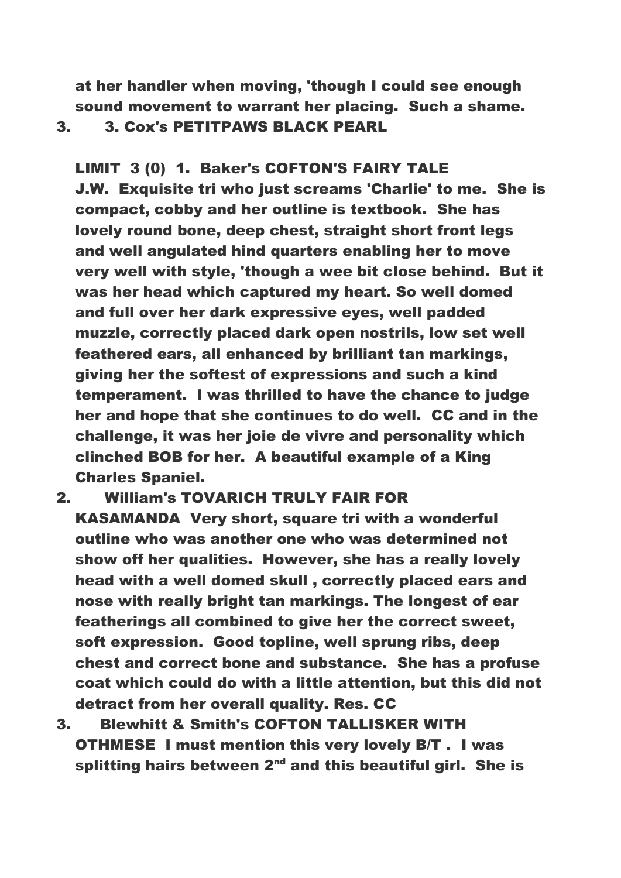**at her handler when moving, 'though I could see enough sound movement to warrant her placing. Such a shame.**

**3. 3. Cox's PETITPAWS BLACK PEARL**

**LIMIT 3 (0) 1. Baker's COFTON'S FAIRY TALE J.W. Exquisite tri who just screams 'Charlie' to me. She is compact, cobby and her outline is textbook. She has lovely round bone, deep chest, straight short front legs and well angulated hind quarters enabling her to move very well with style, 'though a wee bit close behind. But it was her head which captured my heart. So well domed and full over her dark expressive eyes, well padded muzzle, correctly placed dark open nostrils, low set well feathered ears, all enhanced by brilliant tan markings, giving her the softest of expressions and such a kind temperament. I was thrilled to have the chance to judge her and hope that she continues to do well. CC and in the challenge, it was her joie de vivre and personality which clinched BOB for her. A beautiful example of a King Charles Spaniel.**

**2. William's TOVARICH TRULY FAIR FOR KASAMANDA Very short, square tri with a wonderful outline who was another one who was determined not show off her qualities. However, she has a really lovely head with a well domed skull , correctly placed ears and nose with really bright tan markings. The longest of ear featherings all combined to give her the correct sweet, soft expression. Good topline, well sprung ribs, deep chest and correct bone and substance. She has a profuse coat which could do with a little attention, but this did not detract from her overall quality. Res. CC**

**3. Blewhitt & Smith's COFTON TALLISKER WITH OTHMESE I must mention this very lovely B/T . I was splitting hairs between 2nd and this beautiful girl. She is**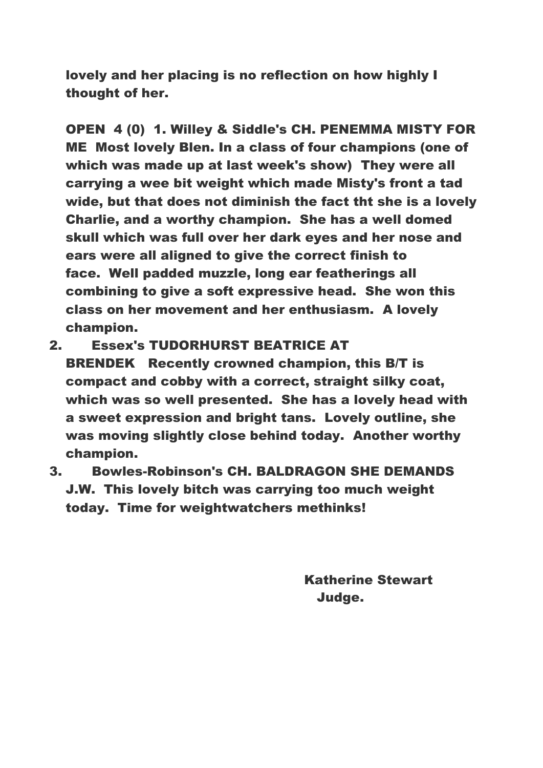**lovely and her placing is no reflection on how highly I thought of her.**

**OPEN 4 (0) 1. Willey & Siddle's CH. PENEMMA MISTY FOR ME Most lovely Blen. In a class of four champions (one of which was made up at last week's show) They were all carrying a wee bit weight which made Misty's front a tad wide, but that does not diminish the fact tht she is a lovely Charlie, and a worthy champion. She has a well domed skull which was full over her dark eyes and her nose and ears were all aligned to give the correct finish to face. Well padded muzzle, long ear featherings all combining to give a soft expressive head. She won this class on her movement and her enthusiasm. A lovely champion.**

2. **Essex's TUDORHURST BEATRICE AT BRENDEK Recently crowned champion, this B/T is compact and cobby with a correct, straight silky coat, which was so well presented. She has a lovely head with a sweet expression and bright tans. Lovely outline, she was moving slightly close behind today. Another worthy champion.**
3. **Bowles-Robinson's CH. BALDRAGON SHE DEMANDS J.W. This lovely bitch was carrying too much weight today. Time for weightwatchers methinks!**

**Katherine Stewart**
**Judge.**